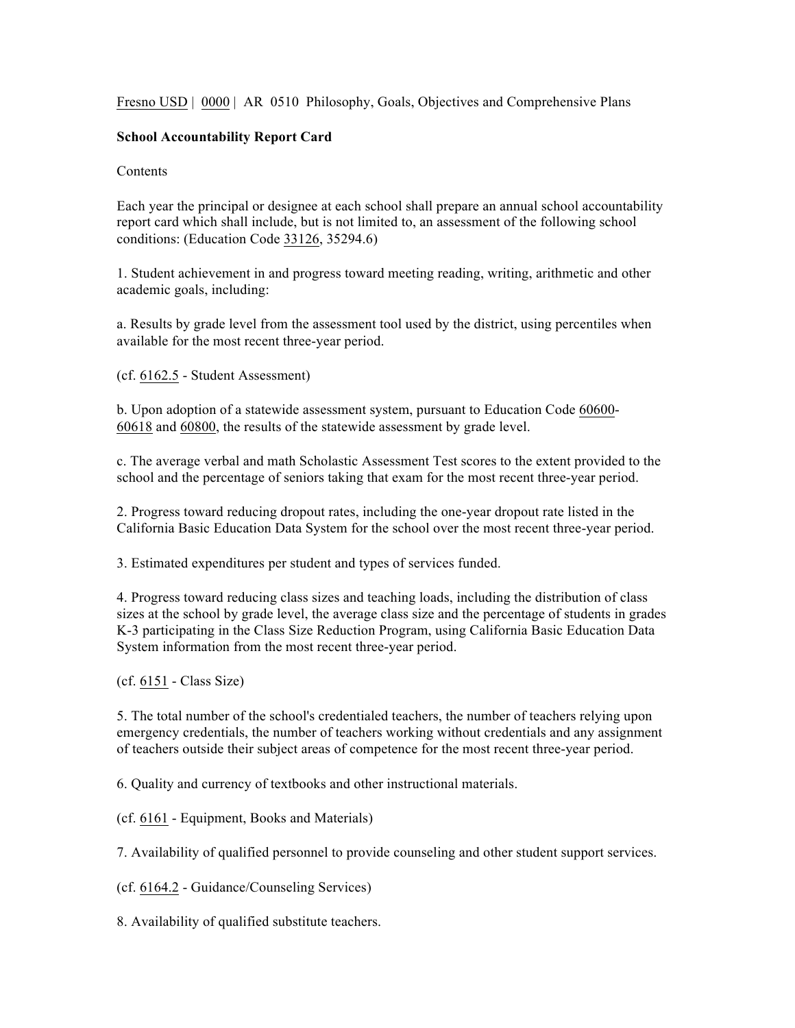Fresno USD | 0000 | AR 0510 Philosophy, Goals, Objectives and Comprehensive Plans

**School Accountability Report Card**

Contents

Each year the principal or designee at each school shall prepare an annual school accountability report card which shall include, but is not limited to, an assessment of the following school conditions: (Education Code 33126, 35294.6)

1. Student achievement in and progress toward meeting reading, writing, arithmetic and other academic goals, including:

a. Results by grade level from the assessment tool used by the district, using percentiles when available for the most recent three-year period.

(cf. 6162.5 - Student Assessment)

b. Upon adoption of a statewide assessment system, pursuant to Education Code 60600-60618 and 60800, the results of the statewide assessment by grade level.

c. The average verbal and math Scholastic Assessment Test scores to the extent provided to the school and the percentage of seniors taking that exam for the most recent three-year period.

2. Progress toward reducing dropout rates, including the one-year dropout rate listed in the California Basic Education Data System for the school over the most recent three-year period.

3. Estimated expenditures per student and types of services funded.

4. Progress toward reducing class sizes and teaching loads, including the distribution of class sizes at the school by grade level, the average class size and the percentage of students in grades K-3 participating in the Class Size Reduction Program, using California Basic Education Data System information from the most recent three-year period.

(cf. 6151 - Class Size)

5. The total number of the school's credentialed teachers, the number of teachers relying upon emergency credentials, the number of teachers working without credentials and any assignment of teachers outside their subject areas of competence for the most recent three-year period.

6. Quality and currency of textbooks and other instructional materials.

(cf. 6161 - Equipment, Books and Materials)

7. Availability of qualified personnel to provide counseling and other student support services.

(cf. 6164.2 - Guidance/Counseling Services)

8. Availability of qualified substitute teachers.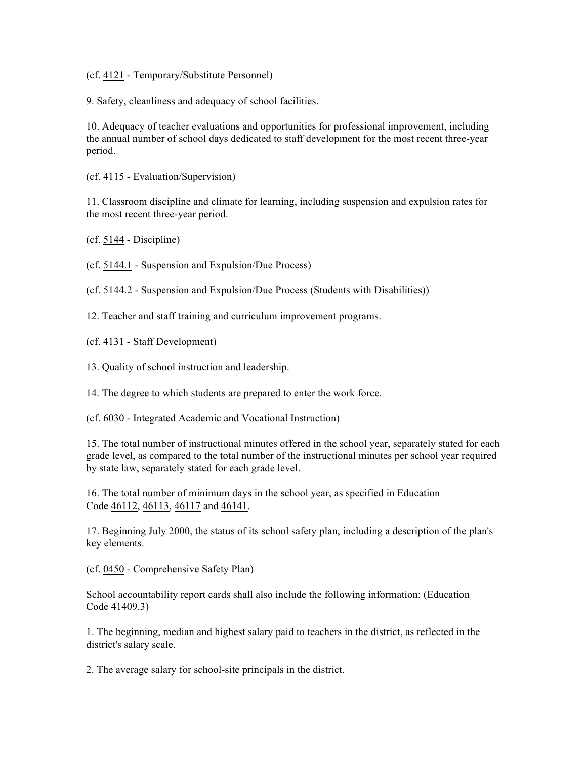(cf. 4121 - Temporary/Substitute Personnel)

9. Safety, cleanliness and adequacy of school facilities.

10. Adequacy of teacher evaluations and opportunities for professional improvement, including the annual number of school days dedicated to staff development for the most recent three-year period.

(cf. 4115 - Evaluation/Supervision)

11. Classroom discipline and climate for learning, including suspension and expulsion rates for the most recent three-year period.

(cf. 5144 - Discipline)

(cf. 5144.1 - Suspension and Expulsion/Due Process)

(cf. 5144.2 - Suspension and Expulsion/Due Process (Students with Disabilities))

12. Teacher and staff training and curriculum improvement programs.

(cf. 4131 - Staff Development)

13. Quality of school instruction and leadership.

14. The degree to which students are prepared to enter the work force.

(cf. 6030 - Integrated Academic and Vocational Instruction)

15. The total number of instructional minutes offered in the school year, separately stated for each grade level, as compared to the total number of the instructional minutes per school year required by state law, separately stated for each grade level.

16. The total number of minimum days in the school year, as specified in Education Code 46112, 46113, 46117 and 46141.

17. Beginning July 2000, the status of its school safety plan, including a description of the plan's key elements.

(cf. 0450 - Comprehensive Safety Plan)

School accountability report cards shall also include the following information: (Education Code 41409.3)

1. The beginning, median and highest salary paid to teachers in the district, as reflected in the district's salary scale.

2. The average salary for school-site principals in the district.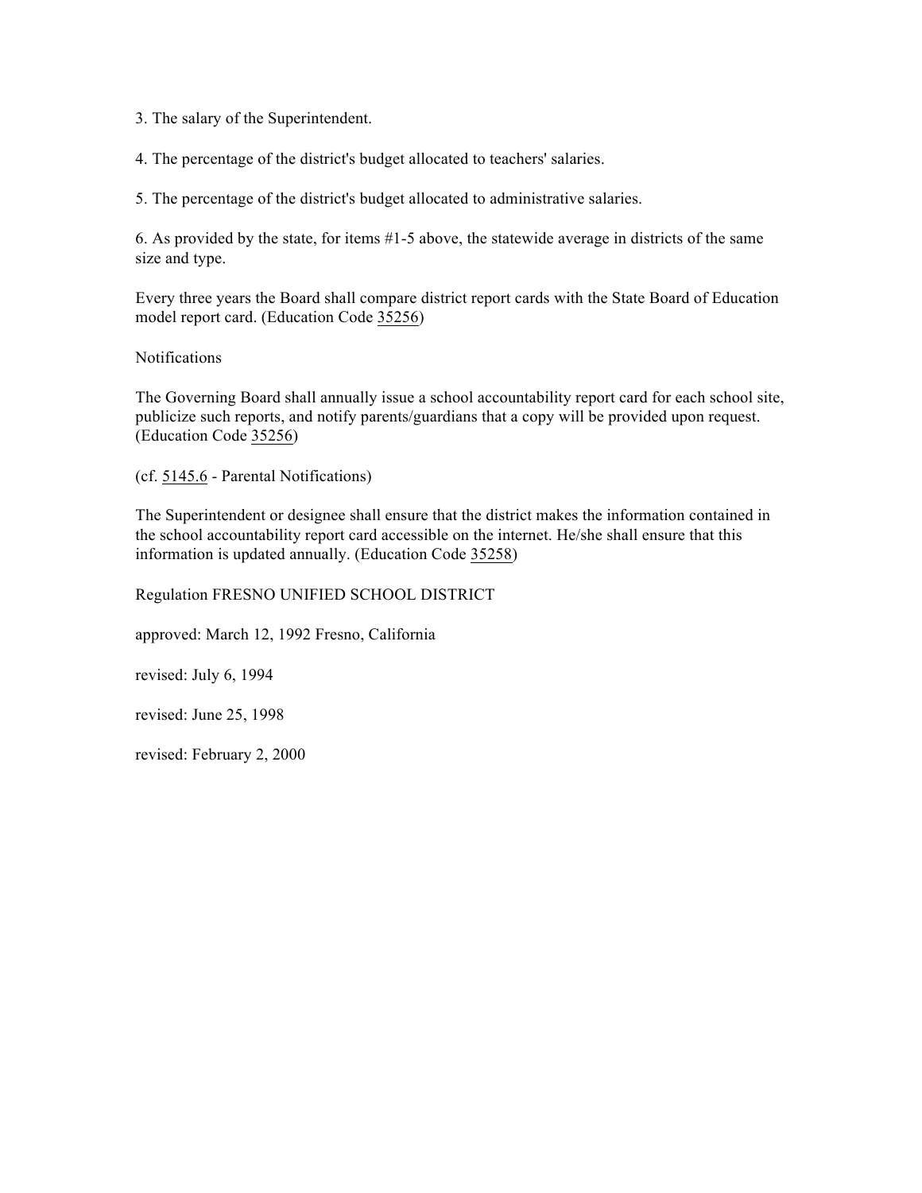3. The salary of the Superintendent.

4. The percentage of the district's budget allocated to teachers' salaries.

5. The percentage of the district's budget allocated to administrative salaries.

6. As provided by the state, for items #1-5 above, the statewide average in districts of the same size and type.

Every three years the Board shall compare district report cards with the State Board of Education model report card. (Education Code 35256)

Notifications

The Governing Board shall annually issue a school accountability report card for each school site, publicize such reports, and notify parents/guardians that a copy will be provided upon request. (Education Code 35256)

(cf. 5145.6 - Parental Notifications)

The Superintendent or designee shall ensure that the district makes the information contained in the school accountability report card accessible on the internet. He/she shall ensure that this information is updated annually. (Education Code 35258)

Regulation FRESNO UNIFIED SCHOOL DISTRICT

approved: March 12, 1992 Fresno, California

revised: July 6, 1994

revised: June 25, 1998

revised: February 2, 2000